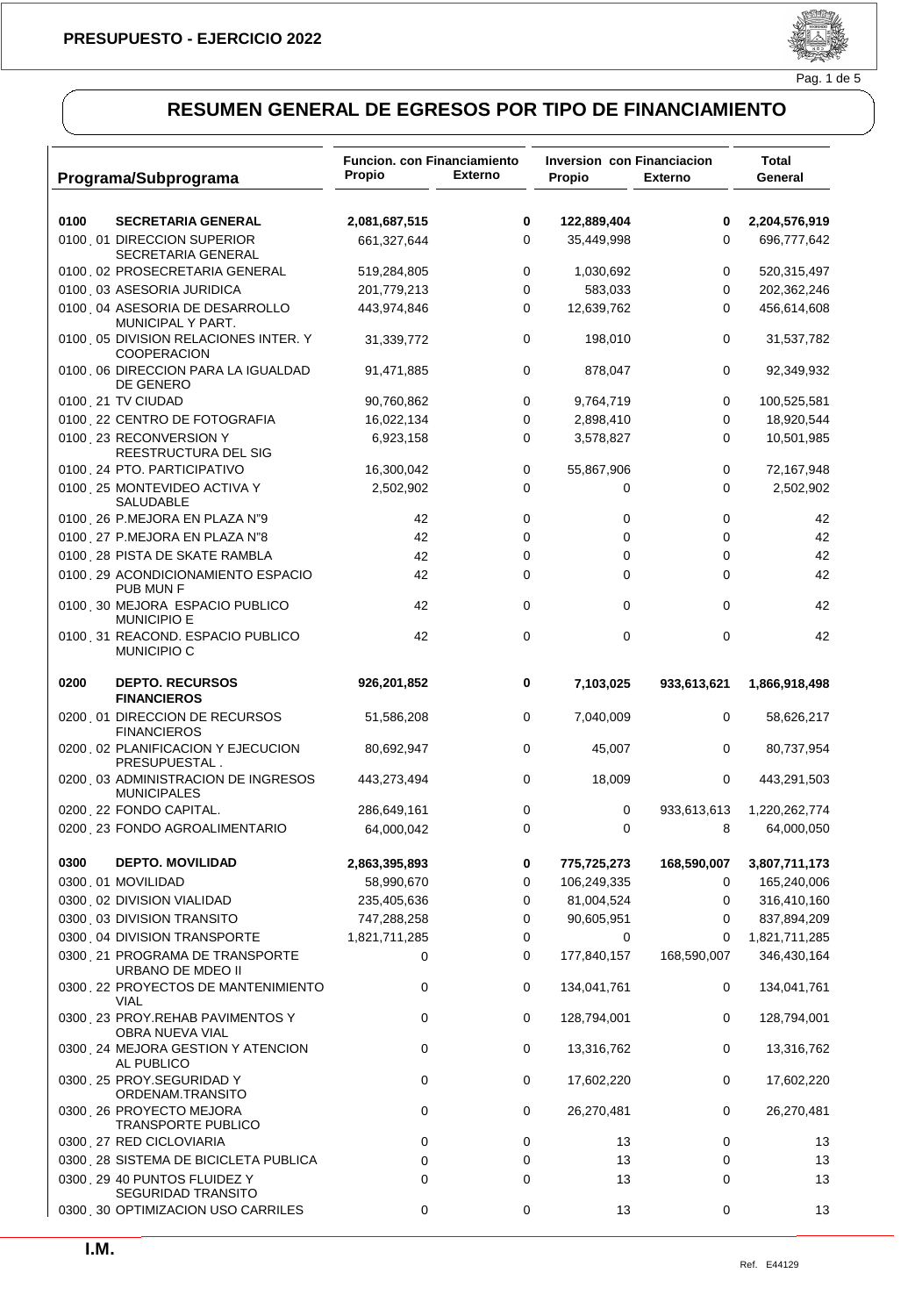**PRESUPUESTO - EJERCICIO 2022**

## RESUMEN GENERAL DE EGRESOS POR TIPO DE FINANCIAMIENTO

| Programa/Subprograma | Funcion. con Financiamiento Propio | Externo | Inversion con Financiacion Propio | Externo | Total General |
|---|---|---|---|---|---|
| **0100 SECRETARIA GENERAL** | **2,081,687,515** | **0** | **122,889,404** | **0** | **2,204,576,919** |
| 0100 . 01 DIRECCION SUPERIOR SECRETARIA GENERAL | 661,327,644 | 0 | 35,449,998 | 0 | 696,777,642 |
| 0100 . 02 PROSECRETARIA GENERAL | 519,284,805 | 0 | 1,030,692 | 0 | 520,315,497 |
| 0100 . 03 ASESORIA JURIDICA | 201,779,213 | 0 | 583,033 | 0 | 202,362,246 |
| 0100 . 04 ASESORIA DE DESARROLLO MUNICIPAL Y PART. | 443,974,846 | 0 | 12,639,762 | 0 | 456,614,608 |
| 0100 . 05 DIVISION RELACIONES INTER. Y COOPERACION | 31,339,772 | 0 | 198,010 | 0 | 31,537,782 |
| 0100 . 06 DIRECCION PARA LA IGUALDAD DE GENERO | 91,471,885 | 0 | 878,047 | 0 | 92,349,932 |
| 0100 . 21 TV CIUDAD | 90,760,862 | 0 | 9,764,719 | 0 | 100,525,581 |
| 0100 . 22 CENTRO DE FOTOGRAFIA | 16,022,134 | 0 | 2,898,410 | 0 | 18,920,544 |
| 0100 . 23 RECONVERSION Y REESTRUCTURA DEL SIG | 6,923,158 | 0 | 3,578,827 | 0 | 10,501,985 |
| 0100 . 24 PTO. PARTICIPATIVO | 16,300,042 | 0 | 55,867,906 | 0 | 72,167,948 |
| 0100 . 25 MONTEVIDEO ACTIVA Y SALUDABLE | 2,502,902 | 0 | 0 | 0 | 2,502,902 |
| 0100 . 26 P.MEJORA EN PLAZA N"9 | 42 | 0 | 0 | 0 | 42 |
| 0100 . 27 P.MEJORA EN PLAZA N"8 | 42 | 0 | 0 | 0 | 42 |
| 0100 . 28 PISTA DE SKATE RAMBLA | 42 | 0 | 0 | 0 | 42 |
| 0100 . 29 ACONDICIONAMIENTO ESPACIO PUB MUN F | 42 | 0 | 0 | 0 | 42 |
| 0100 . 30 MEJORA ESPACIO PUBLICO MUNICIPIO E | 42 | 0 | 0 | 0 | 42 |
| 0100 . 31 REACOND. ESPACIO PUBLICO MUNICIPIO C | 42 | 0 | 0 | 0 | 42 |
| **0200 DEPTO. RECURSOS FINANCIEROS** | **926,201,852** | **0** | **7,103,025** | **933,613,621** | **1,866,918,498** |
| 0200 . 01 DIRECCION DE RECURSOS FINANCIEROS | 51,586,208 | 0 | 7,040,009 | 0 | 58,626,217 |
| 0200 . 02 PLANIFICACION Y EJECUCION PRESUPUESTAL . | 80,692,947 | 0 | 45,007 | 0 | 80,737,954 |
| 0200 . 03 ADMINISTRACION DE INGRESOS MUNICIPALES | 443,273,494 | 0 | 18,009 | 0 | 443,291,503 |
| 0200 . 22 FONDO CAPITAL. | 286,649,161 | 0 | 0 | 933,613,613 | 1,220,262,774 |
| 0200 . 23 FONDO AGROALIMENTARIO | 64,000,042 | 0 | 0 | 8 | 64,000,050 |
| **0300 DEPTO. MOVILIDAD** | **2,863,395,893** | **0** | **775,725,273** | **168,590,007** | **3,807,711,173** |
| 0300 . 01 MOVILIDAD | 58,990,670 | 0 | 106,249,335 | 0 | 165,240,006 |
| 0300 . 02 DIVISION VIALIDAD | 235,405,636 | 0 | 81,004,524 | 0 | 316,410,160 |
| 0300 . 03 DIVISION TRANSITO | 747,288,258 | 0 | 90,605,951 | 0 | 837,894,209 |
| 0300 . 04 DIVISION TRANSPORTE | 1,821,711,285 | 0 | 0 | 0 | 1,821,711,285 |
| 0300 . 21 PROGRAMA DE TRANSPORTE URBANO DE MDEO II | 0 | 0 | 177,840,157 | 168,590,007 | 346,430,164 |
| 0300 . 22 PROYECTOS DE MANTENIMIENTO VIAL | 0 | 0 | 134,041,761 | 0 | 134,041,761 |
| 0300 . 23 PROY.REHAB PAVIMENTOS Y OBRA NUEVA VIAL | 0 | 0 | 128,794,001 | 0 | 128,794,001 |
| 0300 . 24 MEJORA GESTION Y ATENCION AL PUBLICO | 0 | 0 | 13,316,762 | 0 | 13,316,762 |
| 0300 . 25 PROY.SEGURIDAD Y ORDENAM.TRANSITO | 0 | 0 | 17,602,220 | 0 | 17,602,220 |
| 0300 . 26 PROYECTO MEJORA TRANSPORTE PUBLICO | 0 | 0 | 26,270,481 | 0 | 26,270,481 |
| 0300 . 27 RED CICLOVIARIA | 0 | 0 | 13 | 0 | 13 |
| 0300 . 28 SISTEMA DE BICICLETA PUBLICA | 0 | 0 | 13 | 0 | 13 |
| 0300 . 29 40 PUNTOS FLUIDEZ Y SEGURIDAD TRANSITO | 0 | 0 | 13 | 0 | 13 |
| 0300 . 30 OPTIMIZACION USO CARRILES | 0 | 0 | 13 | 0 | 13 |

**I.M.**

Ref. E44129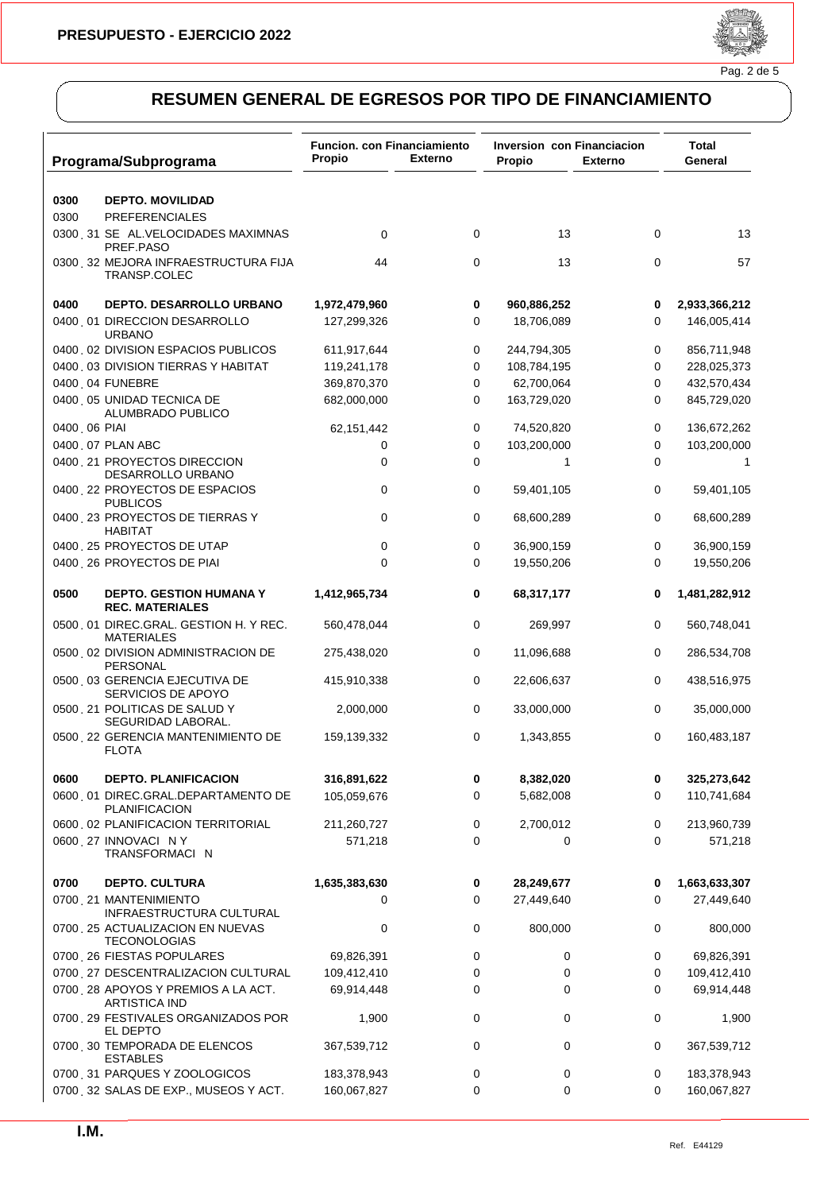## RESUMEN GENERAL DE EGRESOS POR TIPO DE FINANCIAMIENTO

| Programa/Subprograma | Funcion. con Financiamiento Propio | Funcion. con Financiamiento Externo | Inversion con Financiacion Propio | Inversion con Financiacion Externo | Total General |
|---|---|---|---|---|---|
| **0300 DEPTO. MOVILIDAD** | | | | | |
| 0300 PREFERENCIALES | | | | | |
| 0300 . 31 SE AL.VELOCIDADES MAXIMNAS PREF.PASO | 0 | 0 | 13 | 0 | 13 |
| 0300 . 32 MEJORA INFRAESTRUCTURA FIJA TRANSP.COLEC | 44 | 0 | 13 | 0 | 57 |
| **0400 DEPTO. DESARROLLO URBANO** | **1,972,479,960** | **0** | **960,886,252** | **0** | **2,933,366,212** |
| 0400 . 01 DIRECCION DESARROLLO URBANO | 127,299,326 | 0 | 18,706,089 | 0 | 146,005,414 |
| 0400 . 02 DIVISION ESPACIOS PUBLICOS | 611,917,644 | 0 | 244,794,305 | 0 | 856,711,948 |
| 0400 . 03 DIVISION TIERRAS Y HABITAT | 119,241,178 | 0 | 108,784,195 | 0 | 228,025,373 |
| 0400 . 04 FUNEBRE | 369,870,370 | 0 | 62,700,064 | 0 | 432,570,434 |
| 0400 . 05 UNIDAD TECNICA DE ALUMBRADO PUBLICO | 682,000,000 | 0 | 163,729,020 | 0 | 845,729,020 |
| 0400 . 06 PIAI | 62,151,442 | 0 | 74,520,820 | 0 | 136,672,262 |
| 0400 . 07 PLAN ABC | 0 | 0 | 103,200,000 | 0 | 103,200,000 |
| 0400 . 21 PROYECTOS DIRECCION DESARROLLO URBANO | 0 | 0 | 1 | 0 | 1 |
| 0400 . 22 PROYECTOS DE ESPACIOS PUBLICOS | 0 | 0 | 59,401,105 | 0 | 59,401,105 |
| 0400 . 23 PROYECTOS DE TIERRAS Y HABITAT | 0 | 0 | 68,600,289 | 0 | 68,600,289 |
| 0400 . 25 PROYECTOS DE UTAP | 0 | 0 | 36,900,159 | 0 | 36,900,159 |
| 0400 . 26 PROYECTOS DE PIAI | 0 | 0 | 19,550,206 | 0 | 19,550,206 |
| **0500 DEPTO. GESTION HUMANA Y REC. MATERIALES** | **1,412,965,734** | **0** | **68,317,177** | **0** | **1,481,282,912** |
| 0500 . 01 DIREC.GRAL. GESTION H. Y REC. MATERIALES | 560,478,044 | 0 | 269,997 | 0 | 560,748,041 |
| 0500 . 02 DIVISION ADMINISTRACION DE PERSONAL | 275,438,020 | 0 | 11,096,688 | 0 | 286,534,708 |
| 0500 . 03 GERENCIA EJECUTIVA DE SERVICIOS DE APOYO | 415,910,338 | 0 | 22,606,637 | 0 | 438,516,975 |
| 0500 . 21 POLITICAS DE SALUD Y SEGURIDAD LABORAL. | 2,000,000 | 0 | 33,000,000 | 0 | 35,000,000 |
| 0500 . 22 GERENCIA MANTENIMIENTO DE FLOTA | 159,139,332 | 0 | 1,343,855 | 0 | 160,483,187 |
| **0600 DEPTO. PLANIFICACION** | **316,891,622** | **0** | **8,382,020** | **0** | **325,273,642** |
| 0600 . 01 DIREC.GRAL.DEPARTAMENTO DE PLANIFICACION | 105,059,676 | 0 | 5,682,008 | 0 | 110,741,684 |
| 0600 . 02 PLANIFICACION TERRITORIAL | 211,260,727 | 0 | 2,700,012 | 0 | 213,960,739 |
| 0600 . 27 INNOVACI N Y TRANSFORMACI N | 571,218 | 0 | 0 | 0 | 571,218 |
| **0700 DEPTO. CULTURA** | **1,635,383,630** | **0** | **28,249,677** | **0** | **1,663,633,307** |
| 0700 . 21 MANTENIMIENTO INFRAESTRUCTURA CULTURAL | 0 | 0 | 27,449,640 | 0 | 27,449,640 |
| 0700 . 25 ACTUALIZACION EN NUEVAS TECONOLOGIAS | 0 | 0 | 800,000 | 0 | 800,000 |
| 0700 . 26 FIESTAS POPULARES | 69,826,391 | 0 | 0 | 0 | 69,826,391 |
| 0700 . 27 DESCENTRALIZACION CULTURAL | 109,412,410 | 0 | 0 | 0 | 109,412,410 |
| 0700 . 28 APOYOS Y PREMIOS A LA ACT. ARTISTICA IND | 69,914,448 | 0 | 0 | 0 | 69,914,448 |
| 0700 . 29 FESTIVALES ORGANIZADOS POR EL DEPTO | 1,900 | 0 | 0 | 0 | 1,900 |
| 0700 . 30 TEMPORADA DE ELENCOS ESTABLES | 367,539,712 | 0 | 0 | 0 | 367,539,712 |
| 0700 . 31 PARQUES Y ZOOLOGICOS | 183,378,943 | 0 | 0 | 0 | 183,378,943 |
| 0700 . 32 SALAS DE EXP., MUSEOS Y ACT. | 160,067,827 | 0 | 0 | 0 | 160,067,827 |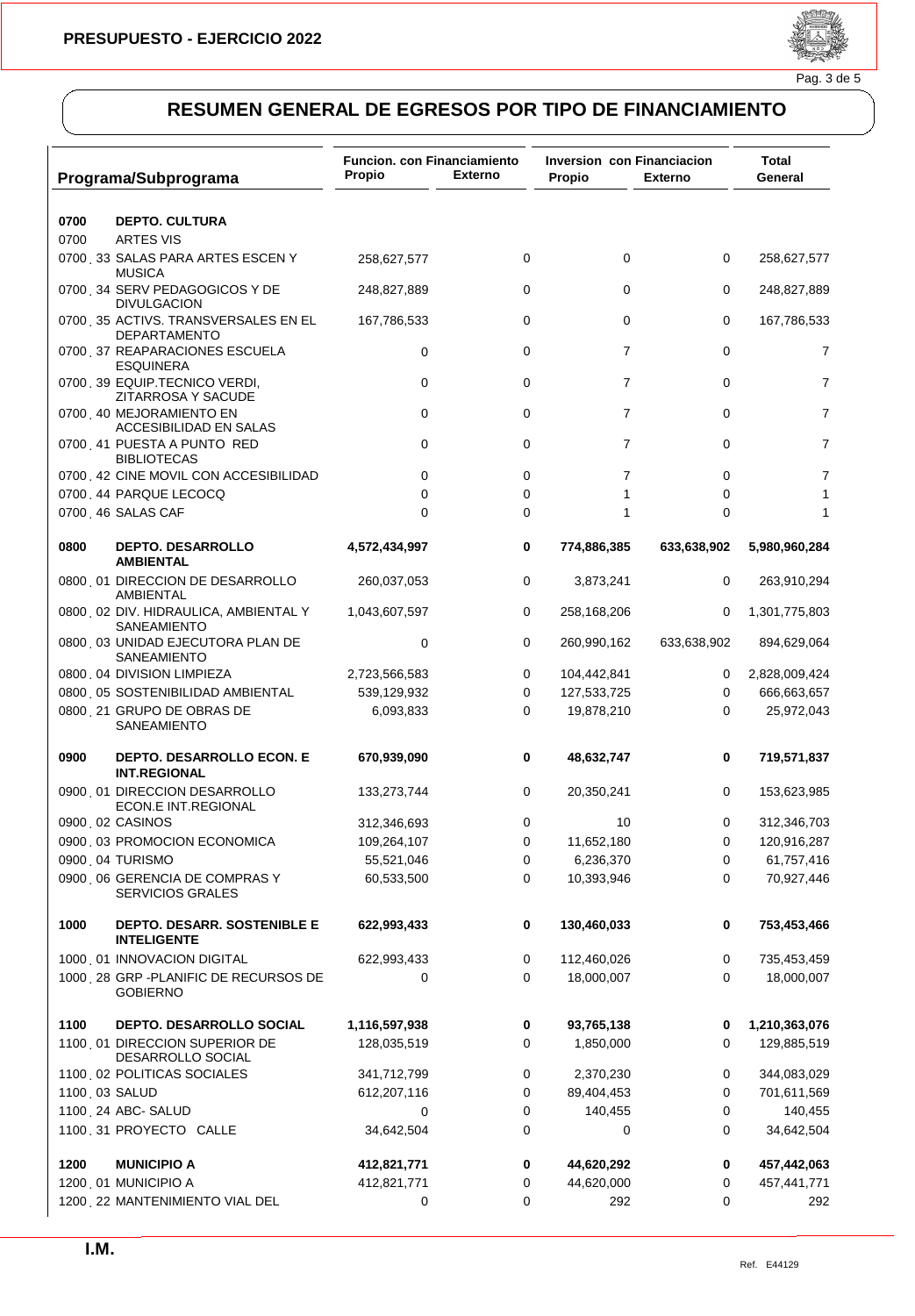## RESUMEN GENERAL DE EGRESOS POR TIPO DE FINANCIAMIENTO

| Programa/Subprograma | Funcion. con Financiamiento Propio | Funcion. con Financiamiento Externo | Inversion con Financiacion Propio | Inversion con Financiacion Externo | Total General |
|---|---|---|---|---|---|
| **0700 DEPTO. CULTURA** | | | | | |
| 0700 ARTES VIS | | | | | |
| 0700 . 33 SALAS PARA ARTES ESCEN Y MUSICA | 258,627,577 | 0 | 0 | 0 | 258,627,577 |
| 0700 . 34 SERV PEDAGOGICOS Y DE DIVULGACION | 248,827,889 | 0 | 0 | 0 | 248,827,889 |
| 0700 . 35 ACTIVS. TRANSVERSALES EN EL DEPARTAMENTO | 167,786,533 | 0 | 0 | 0 | 167,786,533 |
| 0700 . 37 REAPARACIONES ESCUELA ESQUINERA | 0 | 0 | 7 | 0 | 7 |
| 0700 . 39 EQUIP.TECNICO VERDI, ZITARROSA Y SACUDE | 0 | 0 | 7 | 0 | 7 |
| 0700 . 40 MEJORAMIENTO EN ACCESIBILIDAD EN SALAS | 0 | 0 | 7 | 0 | 7 |
| 0700 . 41 PUESTA A PUNTO RED BIBLIOTECAS | 0 | 0 | 7 | 0 | 7 |
| 0700 . 42 CINE MOVIL CON ACCESIBILIDAD | 0 | 0 | 7 | 0 | 7 |
| 0700 . 44 PARQUE LECOCQ | 0 | 0 | 1 | 0 | 1 |
| 0700 . 46 SALAS CAF | 0 | 0 | 1 | 0 | 1 |
| **0800 DEPTO. DESARROLLO AMBIENTAL** | **4,572,434,997** | **0** | **774,886,385** | **633,638,902** | **5,980,960,284** |
| 0800 . 01 DIRECCION DE DESARROLLO AMBIENTAL | 260,037,053 | 0 | 3,873,241 | 0 | 263,910,294 |
| 0800 . 02 DIV. HIDRAULICA, AMBIENTAL Y SANEAMIENTO | 1,043,607,597 | 0 | 258,168,206 | 0 | 1,301,775,803 |
| 0800 . 03 UNIDAD EJECUTORA PLAN DE SANEAMIENTO | 0 | 0 | 260,990,162 | 633,638,902 | 894,629,064 |
| 0800 . 04 DIVISION LIMPIEZA | 2,723,566,583 | 0 | 104,442,841 | 0 | 2,828,009,424 |
| 0800 . 05 SOSTENIBILIDAD AMBIENTAL | 539,129,932 | 0 | 127,533,725 | 0 | 666,663,657 |
| 0800 . 21 GRUPO DE OBRAS DE SANEAMIENTO | 6,093,833 | 0 | 19,878,210 | 0 | 25,972,043 |
| **0900 DEPTO. DESARROLLO ECON. E INT.REGIONAL** | **670,939,090** | **0** | **48,632,747** | **0** | **719,571,837** |
| 0900 . 01 DIRECCION DESARROLLO ECON.E INT.REGIONAL | 133,273,744 | 0 | 20,350,241 | 0 | 153,623,985 |
| 0900 . 02 CASINOS | 312,346,693 | 0 | 10 | 0 | 312,346,703 |
| 0900 . 03 PROMOCION ECONOMICA | 109,264,107 | 0 | 11,652,180 | 0 | 120,916,287 |
| 0900 . 04 TURISMO | 55,521,046 | 0 | 6,236,370 | 0 | 61,757,416 |
| 0900 . 06 GERENCIA DE COMPRAS Y SERVICIOS GRALES | 60,533,500 | 0 | 10,393,946 | 0 | 70,927,446 |
| **1000 DEPTO. DESARR. SOSTENIBLE E INTELIGENTE** | **622,993,433** | **0** | **130,460,033** | **0** | **753,453,466** |
| 1000 . 01 INNOVACION DIGITAL | 622,993,433 | 0 | 112,460,026 | 0 | 735,453,459 |
| 1000 . 28 GRP -PLANIFIC DE RECURSOS DE GOBIERNO | 0 | 0 | 18,000,007 | 0 | 18,000,007 |
| **1100 DEPTO. DESARROLLO SOCIAL** | **1,116,597,938** | **0** | **93,765,138** | **0** | **1,210,363,076** |
| 1100 . 01 DIRECCION SUPERIOR DE DESARROLLO SOCIAL | 128,035,519 | 0 | 1,850,000 | 0 | 129,885,519 |
| 1100 . 02 POLITICAS SOCIALES | 341,712,799 | 0 | 2,370,230 | 0 | 344,083,029 |
| 1100 . 03 SALUD | 612,207,116 | 0 | 89,404,453 | 0 | 701,611,569 |
| 1100 . 24 ABC- SALUD | 0 | 0 | 140,455 | 0 | 140,455 |
| 1100 . 31 PROYECTO CALLE | 34,642,504 | 0 | 0 | 0 | 34,642,504 |
| **1200 MUNICIPIO A** | **412,821,771** | **0** | **44,620,292** | **0** | **457,442,063** |
| 1200 . 01 MUNICIPIO A | 412,821,771 | 0 | 44,620,000 | 0 | 457,441,771 |
| 1200 . 22 MANTENIMIENTO VIAL DEL | 0 | 0 | 292 | 0 | 292 |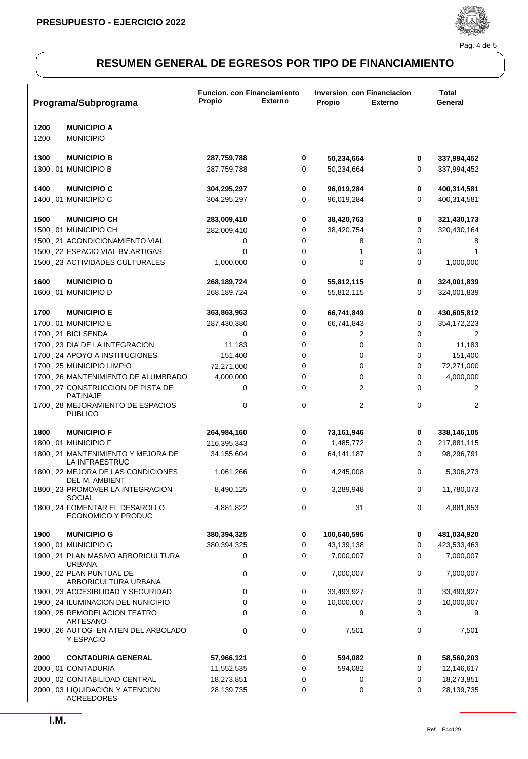**PRESUPUESTO - EJERCICIO 2022**

## RESUMEN GENERAL DE EGRESOS POR TIPO DE FINANCIAMIENTO

| Programa/Subprograma | Funcion. con Financiamiento Propio | Funcion. con Financiamiento Externo | Inversion con Financiacion Propio | Inversion con Financiacion Externo | Total General |
|---|---|---|---|---|---|
| **1200 MUNICIPIO A** | | | | | |
| 1200 MUNICIPIO | | | | | |
| **1300 MUNICIPIO B** | **287,759,788** | **0** | **50,234,664** | **0** | **337,994,452** |
| 1300 . 01 MUNICIPIO B | 287,759,788 | 0 | 50,234,664 | 0 | 337,994,452 |
| **1400 MUNICIPIO C** | **304,295,297** | **0** | **96,019,284** | **0** | **400,314,581** |
| 1400 . 01 MUNICIPIO C | 304,295,297 | 0 | 96,019,284 | 0 | 400,314,581 |
| **1500 MUNICIPIO CH** | **283,009,410** | **0** | **38,420,763** | **0** | **321,430,173** |
| 1500 . 01 MUNICIPIO CH | 282,009,410 | 0 | 38,420,754 | 0 | 320,430,164 |
| 1500 . 21 ACONDICIONAMIENTO VIAL | 0 | 0 | 8 | 0 | 8 |
| 1500 . 22 ESPACIO VIAL BV.ARTIGAS | 0 | 0 | 1 | 0 | 1 |
| 1500 . 23 ACTIVIDADES CULTURALES | 1,000,000 | 0 | 0 | 0 | 1,000,000 |
| **1600 MUNICIPIO D** | **268,189,724** | **0** | **55,812,115** | **0** | **324,001,839** |
| 1600 . 01 MUNICIPIO D | 268,189,724 | 0 | 55,812,115 | 0 | 324,001,839 |
| **1700 MUNICIPIO E** | **363,863,963** | **0** | **66,741,849** | **0** | **430,605,812** |
| 1700 . 01 MUNICIPIO E | 287,430,380 | 0 | 66,741,843 | 0 | 354,172,223 |
| 1700 . 21 BICI SENDA | 0 | 0 | 2 | 0 | 2 |
| 1700 . 23 DIA DE LA INTEGRACION | 11,183 | 0 | 0 | 0 | 11,183 |
| 1700 . 24 APOYO A INSTITUCIONES | 151,400 | 0 | 0 | 0 | 151,400 |
| 1700 . 25 MUNICIPIO LIMPIO | 72,271,000 | 0 | 0 | 0 | 72,271,000 |
| 1700 . 26 MANTENIMIENTO DE ALUMBRADO | 4,000,000 | 0 | 0 | 0 | 4,000,000 |
| 1700 . 27 CONSTRUCCION DE PISTA DE PATINAJE | 0 | 0 | 2 | 0 | 2 |
| 1700 . 28 MEJORAMIENTO DE ESPACIOS PUBLICO | 0 | 0 | 2 | 0 | 2 |
| **1800 MUNICIPIO F** | **264,984,160** | **0** | **73,161,946** | **0** | **338,146,105** |
| 1800 . 01 MUNICIPIO F | 216,395,343 | 0 | 1,485,772 | 0 | 217,881,115 |
| 1800 . 21 MANTENIMIENTO Y MEJORA DE LA INFRAESTRUC | 34,155,604 | 0 | 64,141,187 | 0 | 98,296,791 |
| 1800 . 22 MEJORA DE LAS CONDICIONES DEL M. AMBIENT | 1,061,266 | 0 | 4,245,008 | 0 | 5,306,273 |
| 1800 . 23 PROMOVER LA INTEGRACION SOCIAL | 8,490,125 | 0 | 3,289,948 | 0 | 11,780,073 |
| 1800 . 24 FOMENTAR EL DESAROLLO ECONOMICO Y PRODUC | 4,881,822 | 0 | 31 | 0 | 4,881,853 |
| **1900 MUNICIPIO G** | **380,394,325** | **0** | **100,640,596** | **0** | **481,034,920** |
| 1900 . 01 MUNICIPIO G | 380,394,325 | 0 | 43,139,138 | 0 | 423,533,463 |
| 1900 . 21 PLAN MASIVO ARBORICULTURA URBANA | 0 | 0 | 7,000,007 | 0 | 7,000,007 |
| 1900 . 22 PLAN PUNTUAL DE ARBORICULTURA URBANA | 0 | 0 | 7,000,007 | 0 | 7,000,007 |
| 1900 . 23 ACCESIBLIDAD Y SEGURIDAD | 0 | 0 | 33,493,927 | 0 | 33,493,927 |
| 1900 . 24 ILUMINACION DEL NUNICIPIO | 0 | 0 | 10,000,007 | 0 | 10,000,007 |
| 1900 . 25 REMODELACION TEATRO ARTESANO | 0 | 0 | 9 | 0 | 9 |
| 1900 . 26 AUTOG EN ATEN DEL ARBOLADO Y ESPACIO | 0 | 0 | 7,501 | 0 | 7,501 |
| **2000 CONTADURIA GENERAL** | **57,966,121** | **0** | **594,082** | **0** | **58,560,203** |
| 2000 . 01 CONTADURIA | 11,552,535 | 0 | 594,082 | 0 | 12,146,617 |
| 2000 . 02 CONTABILIDAD CENTRAL | 18,273,851 | 0 | 0 | 0 | 18,273,851 |
| 2000 . 03 LIQUIDACION Y ATENCION ACREEDORES | 28,139,735 | 0 | 0 | 0 | 28,139,735 |

**I.M.**

Ref. E44129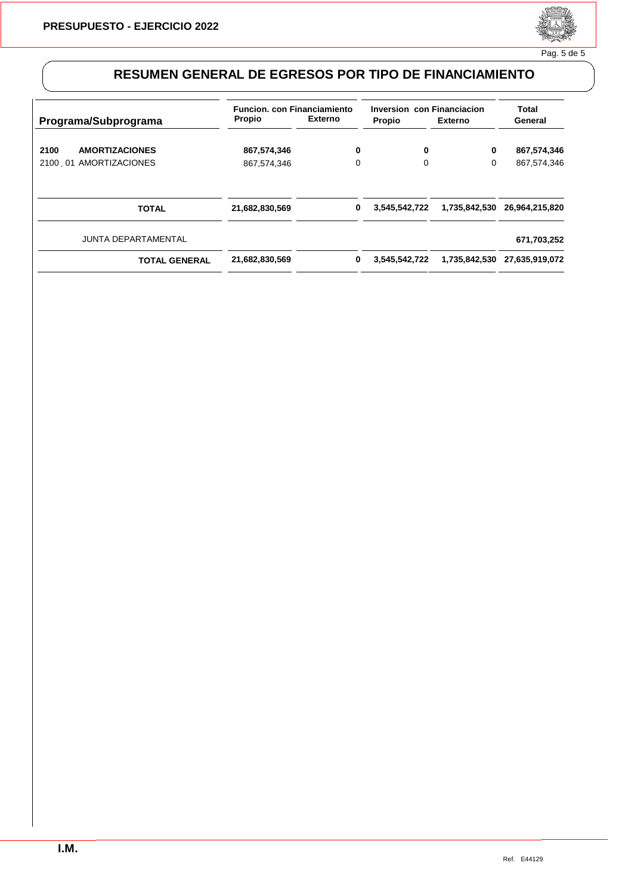## RESUMEN GENERAL DE EGRESOS POR TIPO DE FINANCIAMIENTO

| Programa/Subprograma | Funcion. con Financiamiento Propio | Funcion. con Financiamiento Externo | Inversion con Financiacion Propio | Inversion con Financiacion Externo | Total General |
|---|---|---|---|---|---|
| **2100 AMORTIZACIONES** | **867,574,346** | **0** | **0** | **0** | **867,574,346** |
| 2100.01 AMORTIZACIONES | 867,574,346 | 0 | 0 | 0 | 867,574,346 |
| **TOTAL** | **21,682,830,569** | **0** | **3,545,542,722** | **1,735,842,530** | **26,964,215,820** |
| JUNTA DEPARTAMENTAL | | | | | **671,703,252** |
| **TOTAL GENERAL** | **21,682,830,569** | **0** | **3,545,542,722** | **1,735,842,530** | **27,635,919,072** |

I.M.

Ref. E44129